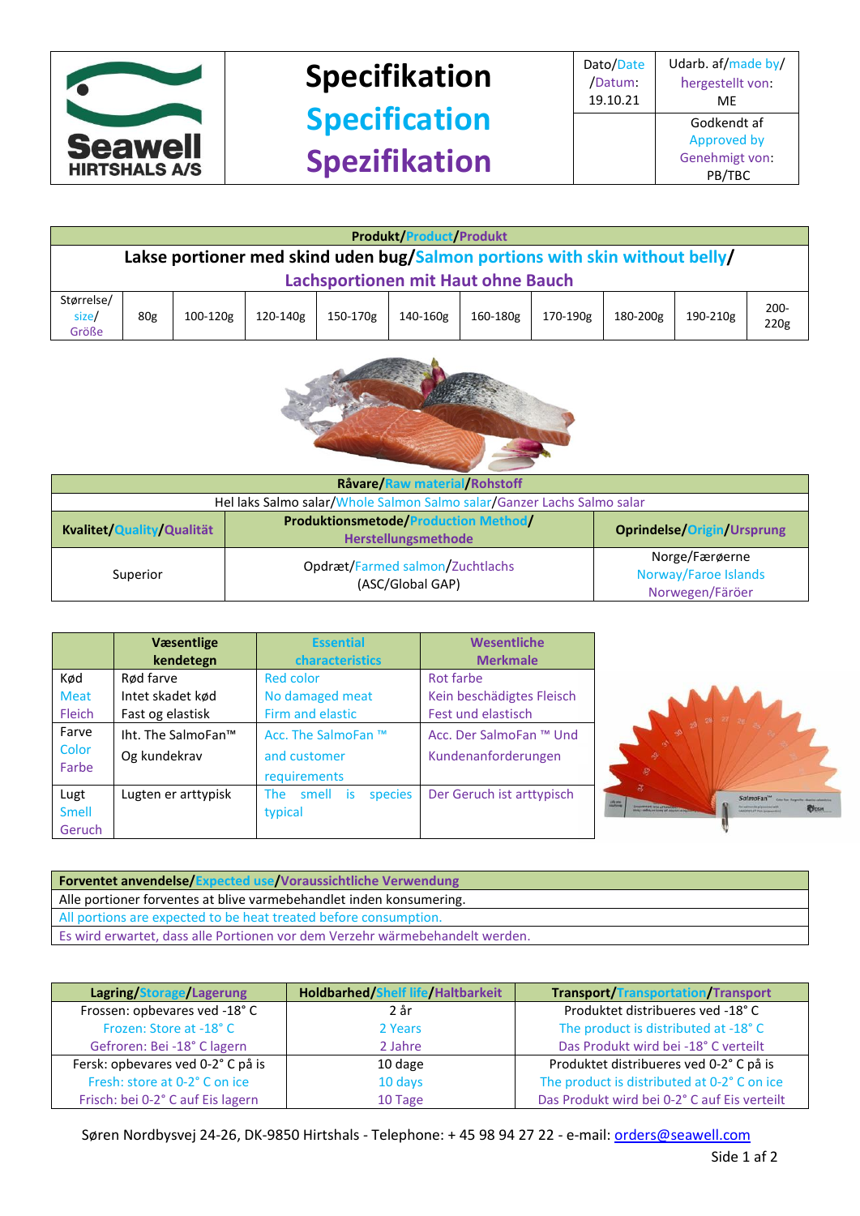| Seawell HIRTSHALS A/S | **Specifikation** **Specification** **Spezifikation** | Dato/Date /Datum: 19.10.21 | Udarb. af/made by/ hergestellt von: ME |
|---|---|---|---|
| | | | Godkendt af Approved by Genehmigt von: PB/TBC |

| **Produkt/Product/Produkt** | | | | | | | | | | |
|---|---|---|---|---|---|---|---|---|---|---|
| **Lakse portioner med skind uden bug/Salmon portions with skin without belly/ Lachsportionen mit Haut ohne Bauch** | | | | | | | | | | |
| Størrelse/ size/ Größe | 80g | 100-120g | 120-140g | 150-170g | 140-160g | 160-180g | 170-190g | 180-200g | 190-210g | 200-220g |

| **Råvare/Raw material/Rohstoff** | | |
|---|---|---|
| Hel laks Salmo salar/Whole Salmon Salmo salar/Ganzer Lachs Salmo salar | | |
| **Kvalitet/Quality/Qualität** | **Produktionsmetode/Production Method/ Herstellungsmethode** | **Oprindelse/Origin/Ursprung** |
| Superior | Opdræt/Farmed salmon/Zuchtlachs (ASC/Global GAP) | Norge/Færøerne Norway/Faroe Islands Norwegen/Färöer |

| | **Væsentlige kendetegn** | **Essential characteristics** | **Wesentliche Merkmale** |
|---|---|---|---|
| Kød Meat Fleich | Rød farve Intet skadet kød Fast og elastisk | Red color No damaged meat Firm and elastic | Rot farbe Kein beschädigtes Fleisch Fest und elastisch |
| Farve Color Farbe | Iht. The SalmoFan™ Og kundekrav | Acc. The SalmoFan ™ and customer requirements | Acc. Der SalmoFan ™ Und Kundenanforderungen |
| Lugt Smell Geruch | Lugten er arttypisk | The smell is species typical | Der Geruch ist arttypisch |

| **Forventet anvendelse/Expected use/Voraussichtliche Verwendung** |
|---|
| Alle portioner forventes at blive varmebehandlet inden konsumering. |
| All portions are expected to be heat treated before consumption. |
| Es wird erwartet, dass alle Portionen vor dem Verzehr wärmebehandelt werden. |

| **Lagring/Storage/Lagerung** | **Holdbarhed/Shelf life/Haltbarkeit** | **Transport/Transportation/Transport** |
|---|---|---|
| Frossen: opbevares ved -18° C Frozen: Store at -18° C Gefroren: Bei -18° C lagern | 2 år 2 Years 2 Jahre | Produktet distribueres ved -18° C The product is distributed at -18° C Das Produkt wird bei -18° C verteilt |
| Fersk: opbevares ved 0-2° C på is Fresh: store at 0-2° C on ice Frisch: bei 0-2° C auf Eis lagern | 10 dage 10 days 10 Tage | Produktet distribueres ved 0-2° C på is The product is distributed at 0-2° C on ice Das Produkt wird bei 0-2° C auf Eis verteilt |

Søren Nordbysvej 24-26, DK-9850 Hirtshals - Telephone: + 45 98 94 27 22 - e-mail: orders@seawell.com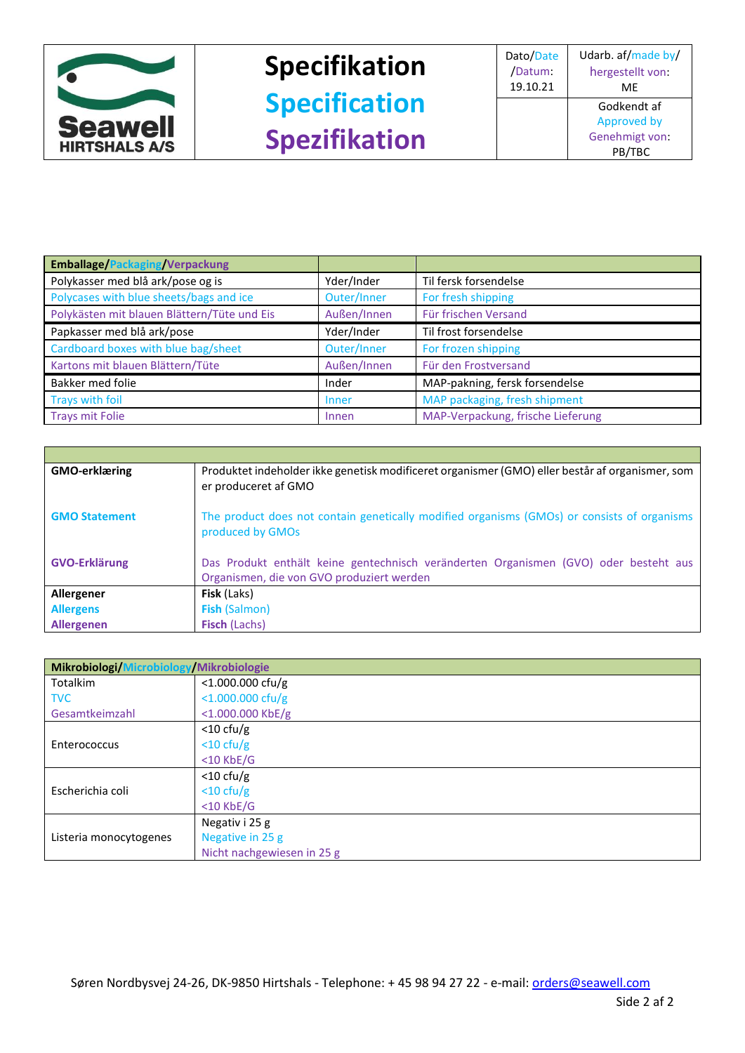| Seawell HIRTSHALS A/S | Specifikation<br>Specification<br>Spezifikation | Dato/Date/Datum: 19.10.21 | Udarb. af/made by/hergestellt von: ME |
|---|---|---|---|
| | | | Godkendt af Approved by Genehmigt von: PB/TBC |

| Emballage/Packaging/Verpackung | | |
|---|---|---|
| Polykasser med blå ark/pose og is | Yder/Inder | Til fersk forsendelse |
| Polycases with blue sheets/bags and ice | Outer/Inner | For fresh shipping |
| Polykästen mit blauen Blättern/Tüte und Eis | Außen/Innen | Für frischen Versand |
| Papkasser med blå ark/pose | Yder/Inder | Til frost forsendelse |
| Cardboard boxes with blue bag/sheet | Outer/Inner | For frozen shipping |
| Kartons mit blauen Blättern/Tüte | Außen/Innen | Für den Frostversand |
| Bakker med folie | Inder | MAP-pakning, fersk forsendelse |
| Trays with foil | Inner | MAP packaging, fresh shipment |
| Trays mit Folie | Innen | MAP-Verpackung, frische Lieferung |

| | |
|---|---|
| **GMO-erklæring** | Produktet indeholder ikke genetisk modificeret organismer (GMO) eller består af organismer, som er produceret af GMO |
| **GMO Statement** | The product does not contain genetically modified organisms (GMOs) or consists of organisms produced by GMOs |
| **GVO-Erklärung** | Das Produkt enthält keine gentechnisch veränderten Organismen (GVO) oder besteht aus Organismen, die von GVO produziert werden |
| **Allergener**<br>**Allergens**<br>**Allergenen** | **Fisk** (Laks)<br>**Fish** (Salmon)<br>**Fisch** (Lachs) |

| Mikrobiologi/Microbiology/Mikrobiologie | |
|---|---|
| Totalkim<br>TVC<br>Gesamtkeimzahl | <1.000.000 cfu/g<br><1.000.000 cfu/g<br><1.000.000 KbE/g |
| Enterococcus | <10 cfu/g<br><10 cfu/g<br><10 KbE/G |
| Escherichia coli | <10 cfu/g<br><10 cfu/g<br><10 KbE/G |
| Listeria monocytogenes | Negativ i 25 g<br>Negative in 25 g<br>Nicht nachgewiesen in 25 g |

Søren Nordbysvej 24-26, DK-9850 Hirtshals - Telephone: + 45 98 94 27 22 - e-mail: orders@seawell.com